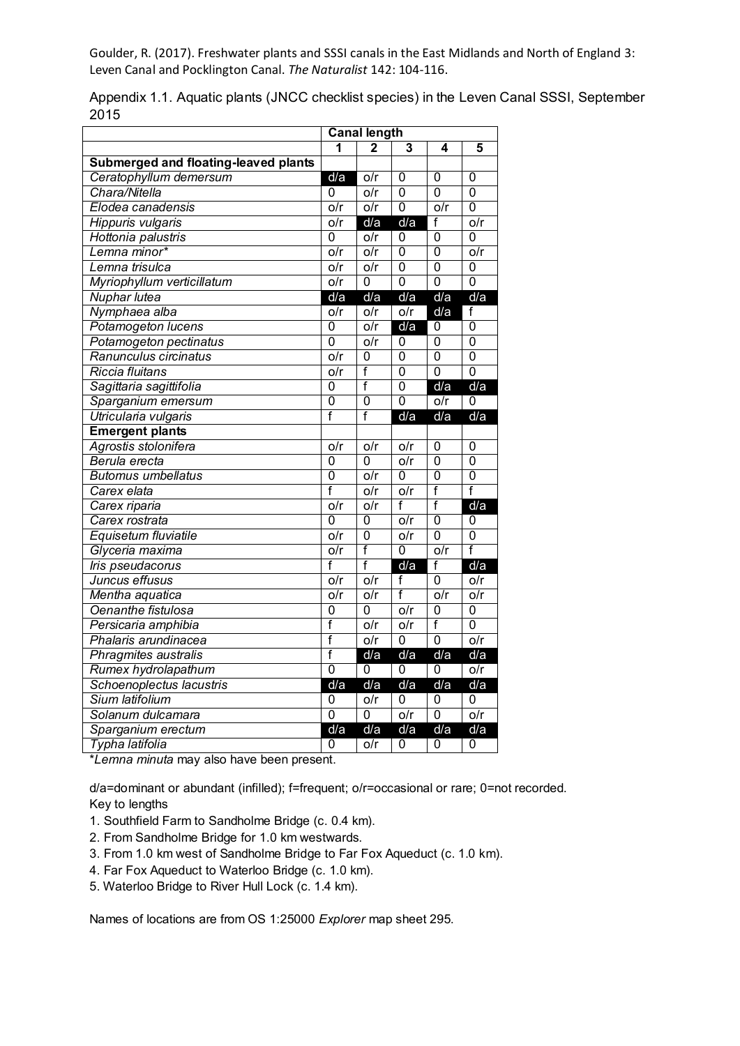Goulder, R. (2017). Freshwater plants and SSSI canals in the East Midlands and North of England 3: Leven Canal and Pocklington Canal. *The Naturalist* 142: 104-116.

Appendix 1.1. Aquatic plants (JNCC checklist species) in the Leven Canal SSSI, September 2015

| | Canal length | | | | |
|---|---|---|---|---|---|
| | **1** | **2** | **3** | **4** | **5** |
| **Submerged and floating-leaved plants** | | | | | |
| *Ceratophyllum demersum* | d/a | o/r | 0 | 0 | 0 |
| *Chara/Nitella* | 0 | o/r | 0 | 0 | 0 |
| *Elodea canadensis* | o/r | o/r | 0 | o/r | 0 |
| *Hippuris vulgaris* | o/r | d/a | d/a | f | o/r |
| *Hottonia palustris* | 0 | o/r | 0 | 0 | 0 |
| *Lemna minor** | o/r | o/r | 0 | 0 | o/r |
| *Lemna trisulca* | o/r | o/r | 0 | 0 | 0 |
| *Myriophyllum verticillatum* | o/r | 0 | 0 | 0 | 0 |
| *Nuphar lutea* | d/a | d/a | d/a | d/a | d/a |
| *Nymphaea alba* | o/r | o/r | o/r | d/a | f |
| *Potamogeton lucens* | 0 | o/r | d/a | 0 | 0 |
| *Potamogeton pectinatus* | 0 | o/r | 0 | 0 | 0 |
| *Ranunculus circinatus* | o/r | 0 | 0 | 0 | 0 |
| *Riccia fluitans* | o/r | f | 0 | 0 | 0 |
| *Sagittaria sagittifolia* | 0 | f | 0 | d/a | d/a |
| *Sparganium emersum* | 0 | 0 | 0 | o/r | 0 |
| *Utricularia vulgaris* | f | f | d/a | d/a | d/a |
| **Emergent plants** | | | | | |
| *Agrostis stolonifera* | o/r | o/r | o/r | 0 | 0 |
| *Berula erecta* | 0 | 0 | o/r | 0 | 0 |
| *Butomus umbellatus* | 0 | o/r | 0 | 0 | 0 |
| *Carex elata* | f | o/r | o/r | f | f |
| *Carex riparia* | o/r | o/r | f | f | d/a |
| *Carex rostrata* | 0 | 0 | o/r | 0 | 0 |
| *Equisetum fluviatile* | o/r | 0 | o/r | 0 | 0 |
| *Glyceria maxima* | o/r | f | 0 | o/r | f |
| *Iris pseudacorus* | f | f | d/a | f | d/a |
| *Juncus effusus* | o/r | o/r | f | 0 | o/r |
| *Mentha aquatica* | o/r | o/r | f | o/r | o/r |
| *Oenanthe fistulosa* | 0 | 0 | o/r | 0 | 0 |
| *Persicaria amphibia* | f | o/r | o/r | f | 0 |
| *Phalaris arundinacea* | f | o/r | 0 | 0 | o/r |
| *Phragmites australis* | f | d/a | d/a | d/a | d/a |
| *Rumex hydrolapathum* | 0 | 0 | 0 | 0 | o/r |
| *Schoenoplectus lacustris* | d/a | d/a | d/a | d/a | d/a |
| *Sium latifolium* | 0 | o/r | 0 | 0 | 0 |
| *Solanum dulcamara* | 0 | 0 | o/r | 0 | o/r |
| *Sparganium erectum* | d/a | d/a | d/a | d/a | d/a |
| *Typha latifolia* | 0 | o/r | 0 | 0 | 0 |

**Lemna minuta* may also have been present.

d/a=dominant or abundant (infilled); f=frequent; o/r=occasional or rare; 0=not recorded.

Key to lengths

1. Southfield Farm to Sandholme Bridge (c. 0.4 km).
2. From Sandholme Bridge for 1.0 km westwards.
3. From 1.0 km west of Sandholme Bridge to Far Fox Aqueduct (c. 1.0 km).
4. Far Fox Aqueduct to Waterloo Bridge (c. 1.0 km).
5. Waterloo Bridge to River Hull Lock (c. 1.4 km).

Names of locations are from OS 1:25000 *Explorer* map sheet 295.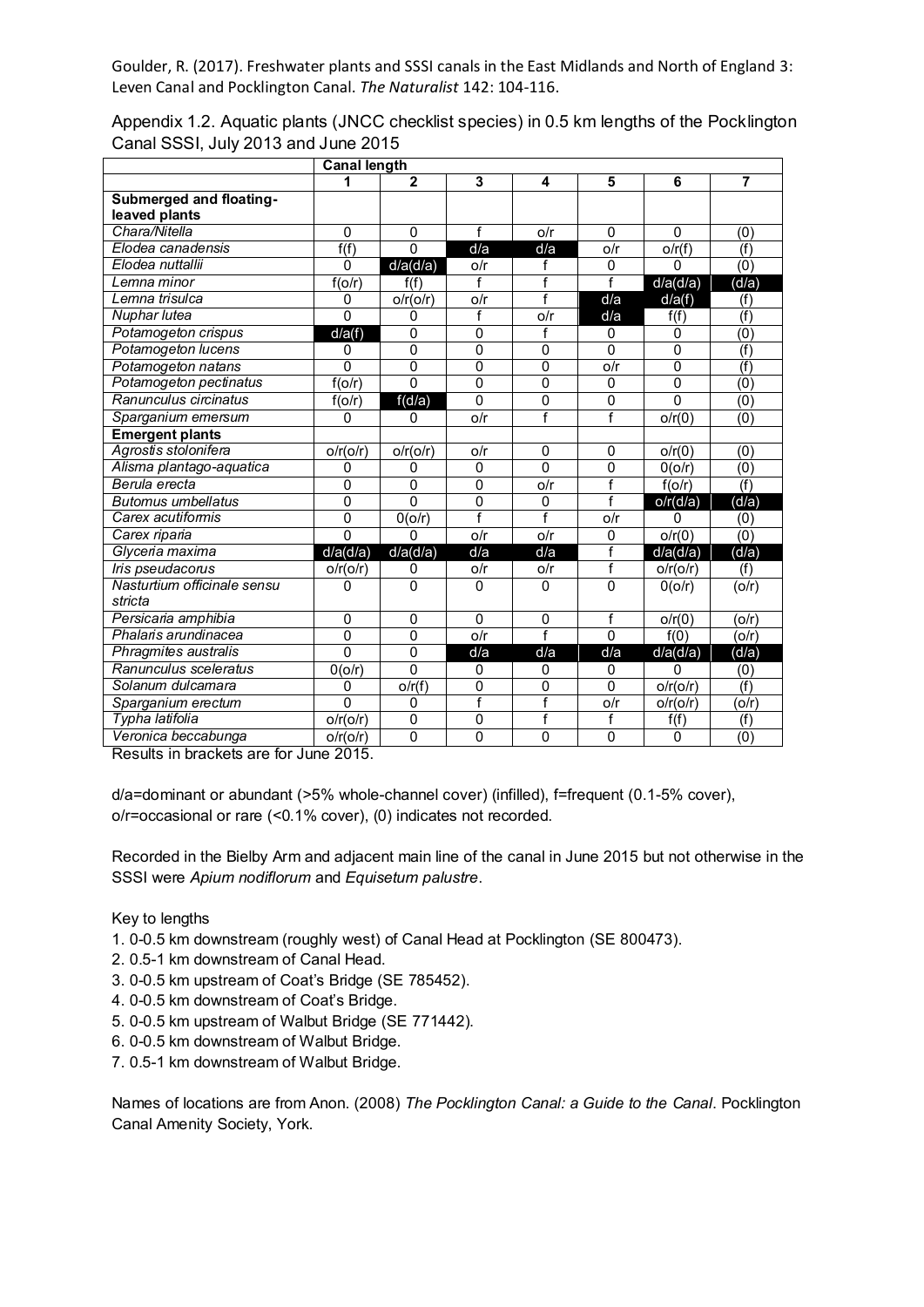Goulder, R. (2017). Freshwater plants and SSSI canals in the East Midlands and North of England 3: Leven Canal and Pocklington Canal. *The Naturalist* 142: 104-116.

Appendix 1.2. Aquatic plants (JNCC checklist species) in 0.5 km lengths of the Pocklington Canal SSSI, July 2013 and June 2015

| | Canal length | | | | | | |
|---|---|---|---|---|---|---|---|
| | **1** | **2** | **3** | **4** | **5** | **6** | **7** |
| **Submerged and floating-leaved plants** | | | | | | | |
| *Chara/Nitella* | 0 | 0 | f | o/r | 0 | 0 | (0) |
| *Elodea canadensis* | f(f) | 0 | d/a | d/a | o/r | o/r(f) | (f) |
| *Elodea nuttallii* | 0 | d/a(d/a) | o/r | f | 0 | 0 | (0) |
| *Lemna minor* | f(o/r) | f(f) | f | f | f | d/a(d/a) | (d/a) |
| *Lemna trisulca* | 0 | o/r(o/r) | o/r | f | d/a | d/a(f) | (f) |
| *Nuphar lutea* | 0 | 0 | f | o/r | d/a | f(f) | (f) |
| *Potamogeton crispus* | d/a(f) | 0 | 0 | f | 0 | 0 | (0) |
| *Potamogeton lucens* | 0 | 0 | 0 | 0 | 0 | 0 | (f) |
| *Potamogeton natans* | 0 | 0 | 0 | 0 | o/r | 0 | (f) |
| *Potamogeton pectinatus* | f(o/r) | 0 | 0 | 0 | 0 | 0 | (0) |
| *Ranunculus circinatus* | f(o/r) | f(d/a) | 0 | 0 | 0 | 0 | (0) |
| *Sparganium emersum* | 0 | 0 | o/r | f | f | o/r(0) | (0) |
| **Emergent plants** | | | | | | | |
| *Agrostis stolonifera* | o/r(o/r) | o/r(o/r) | o/r | 0 | 0 | o/r(0) | (0) |
| *Alisma plantago-aquatica* | 0 | 0 | 0 | 0 | 0 | 0(o/r) | (0) |
| *Berula erecta* | 0 | 0 | 0 | o/r | f | f(o/r) | (f) |
| *Butomus umbellatus* | 0 | 0 | 0 | 0 | f | o/r(d/a) | (d/a) |
| *Carex acutiformis* | 0 | 0(o/r) | f | f | o/r | 0 | (0) |
| *Carex riparia* | 0 | 0 | o/r | o/r | 0 | o/r(0) | (0) |
| *Glyceria maxima* | d/a(d/a) | d/a(d/a) | d/a | d/a | f | d/a(d/a) | (d/a) |
| *Iris pseudacorus* | o/r(o/r) | 0 | o/r | o/r | f | o/r(o/r) | (f) |
| *Nasturtium officinale sensu stricta* | 0 | 0 | 0 | 0 | 0 | 0(o/r) | (o/r) |
| *Persicaria amphibia* | 0 | 0 | 0 | 0 | f | o/r(0) | (o/r) |
| *Phalaris arundinacea* | 0 | 0 | o/r | f | 0 | f(0) | (o/r) |
| *Phragmites australis* | 0 | 0 | d/a | d/a | d/a | d/a(d/a) | (d/a) |
| *Ranunculus sceleratus* | 0(o/r) | 0 | 0 | 0 | 0 | 0 | (0) |
| *Solanum dulcamara* | 0 | o/r(f) | 0 | 0 | 0 | o/r(o/r) | (f) |
| *Sparganium erectum* | 0 | 0 | f | f | o/r | o/r(o/r) | (o/r) |
| *Typha latifolia* | o/r(o/r) | 0 | 0 | f | f | f(f) | (f) |
| *Veronica beccabunga* | o/r(o/r) | 0 | 0 | 0 | 0 | 0 | (0) |

Results in brackets are for June 2015.

d/a=dominant or abundant (>5% whole-channel cover) (infilled), f=frequent (0.1-5% cover), o/r=occasional or rare (<0.1% cover), (0) indicates not recorded.

Recorded in the Bielby Arm and adjacent main line of the canal in June 2015 but not otherwise in the SSSI were *Apium nodiflorum* and *Equisetum palustre*.

Key to lengths

1. 0-0.5 km downstream (roughly west) of Canal Head at Pocklington (SE 800473).
2. 0.5-1 km downstream of Canal Head.
3. 0-0.5 km upstream of Coat's Bridge (SE 785452).
4. 0-0.5 km downstream of Coat's Bridge.
5. 0-0.5 km upstream of Walbut Bridge (SE 771442).
6. 0-0.5 km downstream of Walbut Bridge.
7. 0.5-1 km downstream of Walbut Bridge.

Names of locations are from Anon. (2008) *The Pocklington Canal: a Guide to the Canal*. Pocklington Canal Amenity Society, York.